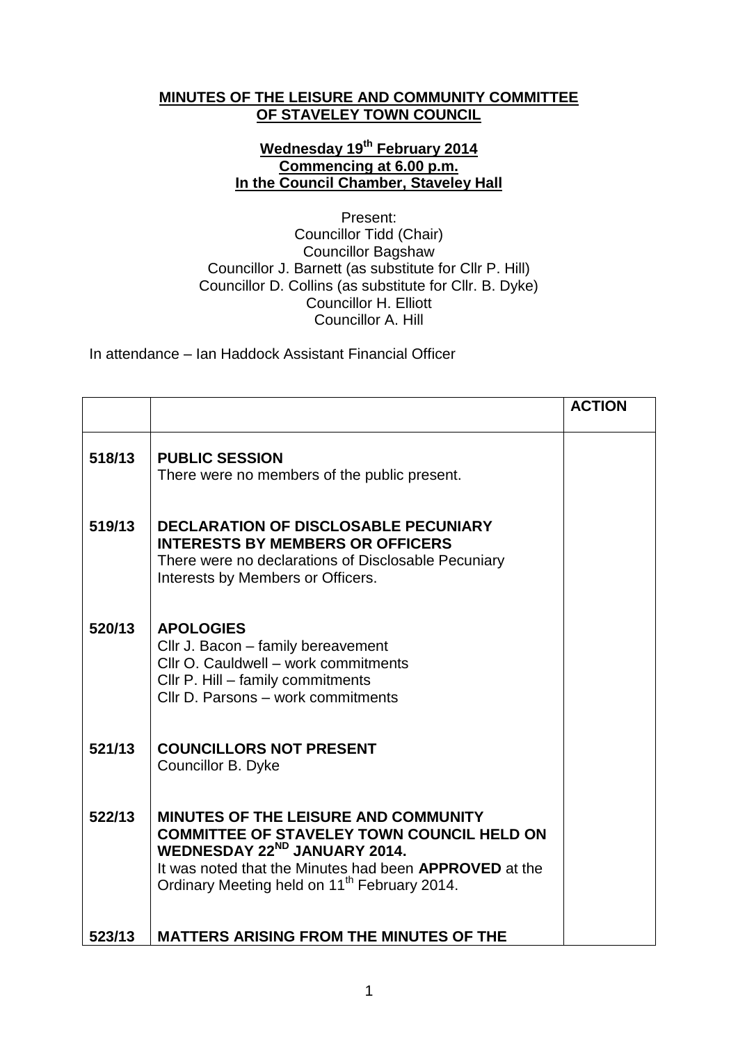**MINUTES OF THE LEISURE AND COMMUNITY COMMITTEE OF STAVELEY TOWN COUNCIL**

**Wednesday 19th February 2014**
**Commencing at 6.00 p.m.**
**In the Council Chamber, Staveley Hall**

Present:
Councillor Tidd (Chair)
Councillor Bagshaw
Councillor J. Barnett (as substitute for Cllr P. Hill)
Councillor D. Collins (as substitute for Cllr. B. Dyke)
Councillor H. Elliott
Councillor A. Hill

In attendance – Ian Haddock Assistant Financial Officer

| | | **ACTION** |
|---|---|---|
| **518/13** | **PUBLIC SESSION**<br>There were no members of the public present. | |
| **519/13** | **DECLARATION OF DISCLOSABLE PECUNIARY INTERESTS BY MEMBERS OR OFFICERS**<br>There were no declarations of Disclosable Pecuniary Interests by Members or Officers. | |
| **520/13** | **APOLOGIES**<br>Cllr J. Bacon – family bereavement<br>Cllr O. Cauldwell – work commitments<br>Cllr P. Hill – family commitments<br>Cllr D. Parsons – work commitments | |
| **521/13** | **COUNCILLORS NOT PRESENT**<br>Councillor B. Dyke | |
| **522/13** | **MINUTES OF THE LEISURE AND COMMUNITY COMMITTEE OF STAVELEY TOWN COUNCIL HELD ON WEDNESDAY 22ND JANUARY 2014.**<br>It was noted that the Minutes had been **APPROVED** at the Ordinary Meeting held on 11th February 2014. | |
| **523/13** | **MATTERS ARISING FROM THE MINUTES OF THE** | |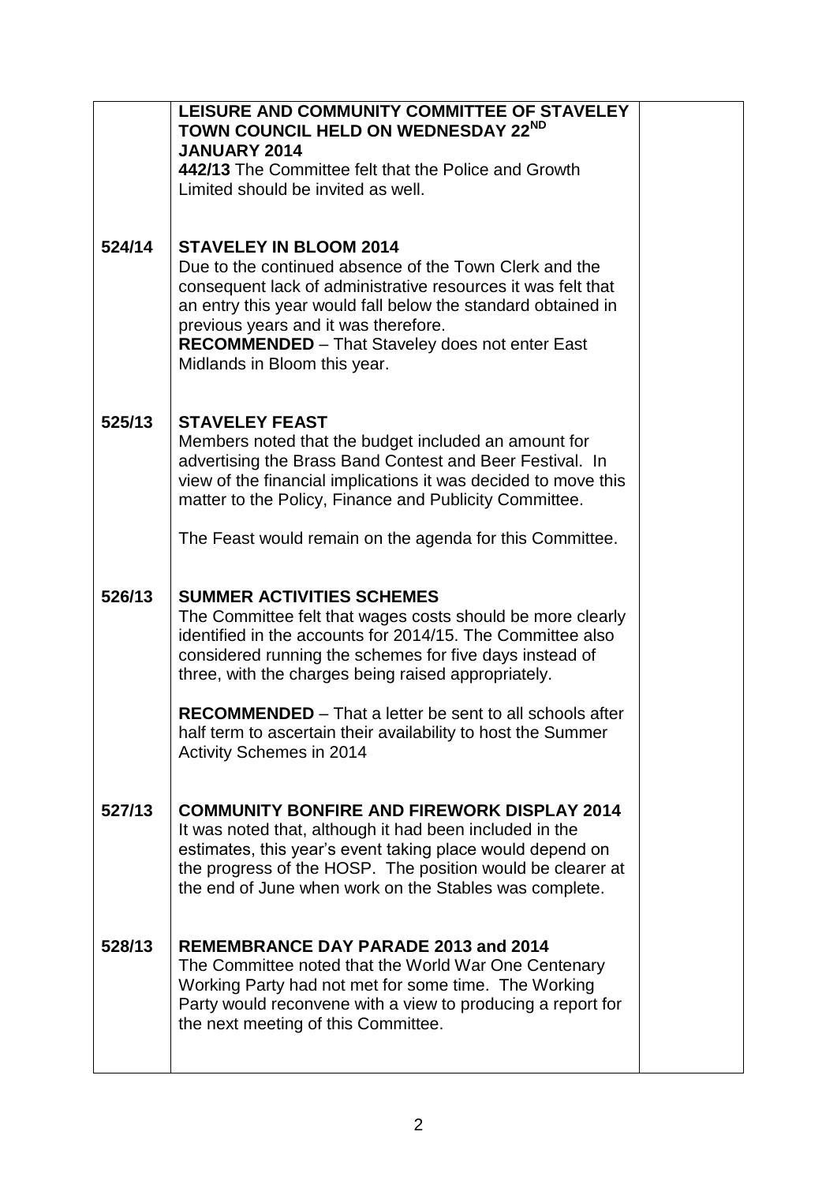| | | |
|---|---|---|
| | **LEISURE AND COMMUNITY COMMITTEE OF STAVELEY TOWN COUNCIL HELD ON WEDNESDAY 22ND JANUARY 2014**<br>**442/13** The Committee felt that the Police and Growth Limited should be invited as well. | |
| **524/14** | **STAVELEY IN BLOOM 2014**<br>Due to the continued absence of the Town Clerk and the consequent lack of administrative resources it was felt that an entry this year would fall below the standard obtained in previous years and it was therefore.<br>**RECOMMENDED** – That Staveley does not enter East Midlands in Bloom this year. | |
| **525/13** | **STAVELEY FEAST**<br>Members noted that the budget included an amount for advertising the Brass Band Contest and Beer Festival. In view of the financial implications it was decided to move this matter to the Policy, Finance and Publicity Committee.<br><br>The Feast would remain on the agenda for this Committee. | |
| **526/13** | **SUMMER ACTIVITIES SCHEMES**<br>The Committee felt that wages costs should be more clearly identified in the accounts for 2014/15. The Committee also considered running the schemes for five days instead of three, with the charges being raised appropriately.<br><br>**RECOMMENDED** – That a letter be sent to all schools after half term to ascertain their availability to host the Summer Activity Schemes in 2014 | |
| **527/13** | **COMMUNITY BONFIRE AND FIREWORK DISPLAY 2014**<br>It was noted that, although it had been included in the estimates, this year's event taking place would depend on the progress of the HOSP. The position would be clearer at the end of June when work on the Stables was complete. | |
| **528/13** | **REMEMBRANCE DAY PARADE 2013 and 2014**<br>The Committee noted that the World War One Centenary Working Party had not met for some time. The Working Party would reconvene with a view to producing a report for the next meeting of this Committee. | |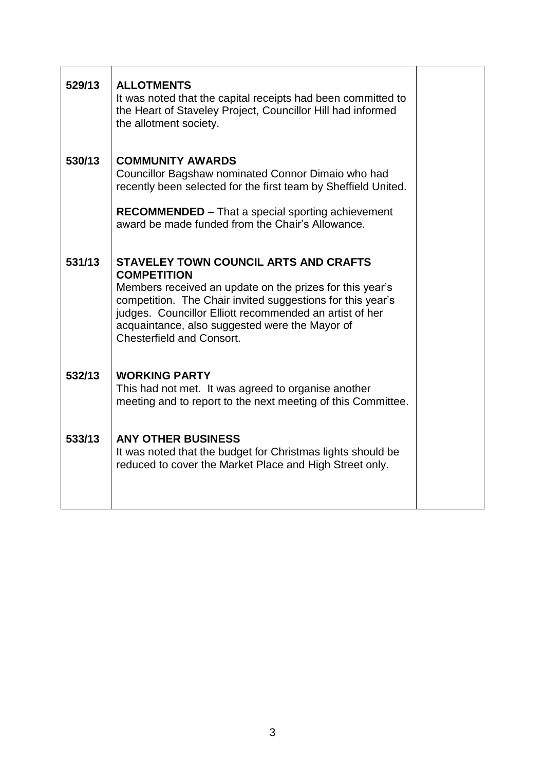| | | |
|---|---|---|
| **529/13** | **ALLOTMENTS**<br>It was noted that the capital receipts had been committed to the Heart of Staveley Project, Councillor Hill had informed the allotment society. | |
| **530/13** | **COMMUNITY AWARDS**<br>Councillor Bagshaw nominated Connor Dimaio who had recently been selected for the first team by Sheffield United.<br><br>**RECOMMENDED –** That a special sporting achievement award be made funded from the Chair's Allowance. | |
| **531/13** | **STAVELEY TOWN COUNCIL ARTS AND CRAFTS COMPETITION**<br>Members received an update on the prizes for this year's competition. The Chair invited suggestions for this year's judges. Councillor Elliott recommended an artist of her acquaintance, also suggested were the Mayor of Chesterfield and Consort. | |
| **532/13** | **WORKING PARTY**<br>This had not met. It was agreed to organise another meeting and to report to the next meeting of this Committee. | |
| **533/13** | **ANY OTHER BUSINESS**<br>It was noted that the budget for Christmas lights should be reduced to cover the Market Place and High Street only. | |